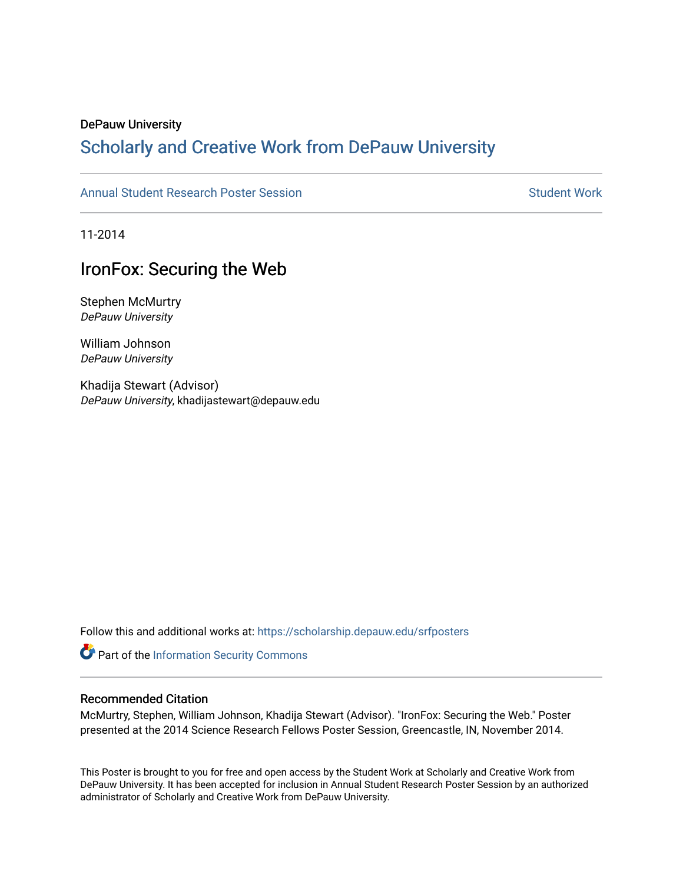DePauw University

## Scholarly and Creative Work from DePauw University

Annual Student Research Poster Session

Student Work

11-2014

# IronFox: Securing the Web

Stephen McMurtry
*DePauw University*

William Johnson
*DePauw University*

Khadija Stewart (Advisor)
*DePauw University*, khadijastewart@depauw.edu

Follow this and additional works at: https://scholarship.depauw.edu/srfposters

Part of the Information Security Commons

### Recommended Citation

McMurtry, Stephen, William Johnson, Khadija Stewart (Advisor). "IronFox: Securing the Web." Poster presented at the 2014 Science Research Fellows Poster Session, Greencastle, IN, November 2014.

This Poster is brought to you for free and open access by the Student Work at Scholarly and Creative Work from DePauw University. It has been accepted for inclusion in Annual Student Research Poster Session by an authorized administrator of Scholarly and Creative Work from DePauw University.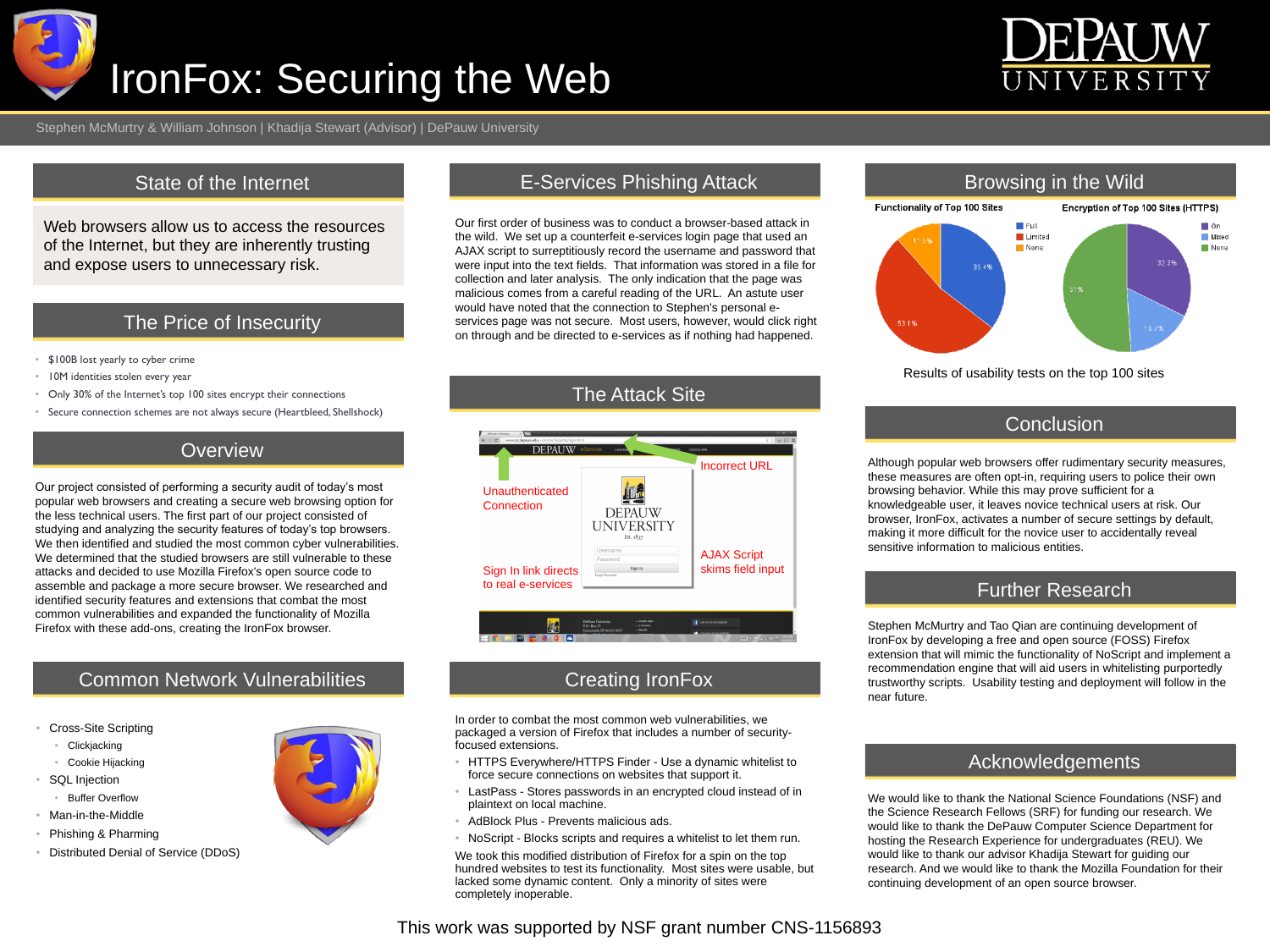# IronFox: Securing the Web

Stephen McMurtry & William Johnson | Khadija Stewart (Advisor) | DePauw University

## State of the Internet

Web browsers allow us to access the resources of the Internet, but they are inherently trusting and expose users to unnecessary risk.

## The Price of Insecurity

- $100B lost yearly to cyber crime
- 10M identities stolen every year
- Only 30% of the Internet's top 100 sites encrypt their connections
- Secure connection schemes are not always secure (Heartbleed, Shellshock)

## Overview

Our project consisted of performing a security audit of today's most popular web browsers and creating a secure web browsing option for the less technical users. The first part of our project consisted of studying and analyzing the security features of today's top browsers. We then identified and studied the most common cyber vulnerabilities. We determined that the studied browsers are still vulnerable to these attacks and decided to use Mozilla Firefox's open source code to assemble and package a more secure browser. We researched and identified security features and extensions that combat the most common vulnerabilities and expanded the functionality of Mozilla Firefox with these add-ons, creating the IronFox browser.

## Common Network Vulnerabilities

- Cross-Site Scripting
  - Clickjacking
  - Cookie Hijacking
- SQL Injection
  - Buffer Overflow
- Man-in-the-Middle
- Phishing & Pharming
- Distributed Denial of Service (DDoS)

## E-Services Phishing Attack

Our first order of business was to conduct a browser-based attack in the wild. We set up a counterfeit e-services login page that used an AJAX script to surreptitiously record the username and password that were input into the text fields. That information was stored in a file for collection and later analysis. The only indication that the page was malicious comes from a careful reading of the URL. An astute user would have noted that the connection to Stephen's personal e-services page was not secure. Most users, however, would click right on through and be directed to e-services as if nothing had happened.

## The Attack Site

Unauthenticated Connection

Incorrect URL

Sign In link directs to real e-services

AJAX Script skims field input

## Creating IronFox

In order to combat the most common web vulnerabilities, we packaged a version of Firefox that includes a number of security-focused extensions.

- HTTPS Everywhere/HTTPS Finder - Use a dynamic whitelist to force secure connections on websites that support it.
- LastPass - Stores passwords in an encrypted cloud instead of in plaintext on local machine.
- AdBlock Plus - Prevents malicious ads.
- NoScript - Blocks scripts and requires a whitelist to let them run.

We took this modified distribution of Firefox for a spin on the top hundred websites to test its functionality. Most sites were usable, but lacked some dynamic content. Only a minority of sites were completely inoperable.

## Browsing in the Wild

Functionality of Top 100 Sites

Full, Limited, None

35.4%, 53.1%, 11.5%

Encryption of Top 100 Sites (HTTPS)

On, Mixed, None

32.3%, 16.7%, 51%

Results of usability tests on the top 100 sites

## Conclusion

Although popular web browsers offer rudimentary security measures, these measures are often opt-in, requiring users to police their own browsing behavior. While this may prove sufficient for a knowledgeable user, it leaves novice technical users at risk. Our browser, IronFox, activates a number of secure settings by default, making it more difficult for the novice user to accidentally reveal sensitive information to malicious entities.

## Further Research

Stephen McMurtry and Tao Qian are continuing development of IronFox by developing a free and open source (FOSS) Firefox extension that will mimic the functionality of NoScript and implement a recommendation engine that will aid users in whitelisting purportedly trustworthy scripts. Usability testing and deployment will follow in the near future.

## Acknowledgements

We would like to thank the National Science Foundations (NSF) and the Science Research Fellows (SRF) for funding our research. We would like to thank the DePauw Computer Science Department for hosting the Research Experience for undergraduates (REU). We would like to thank our advisor Khadija Stewart for guiding our research. And we would like to thank the Mozilla Foundation for their continuing development of an open source browser.

This work was supported by NSF grant number CNS-1156893